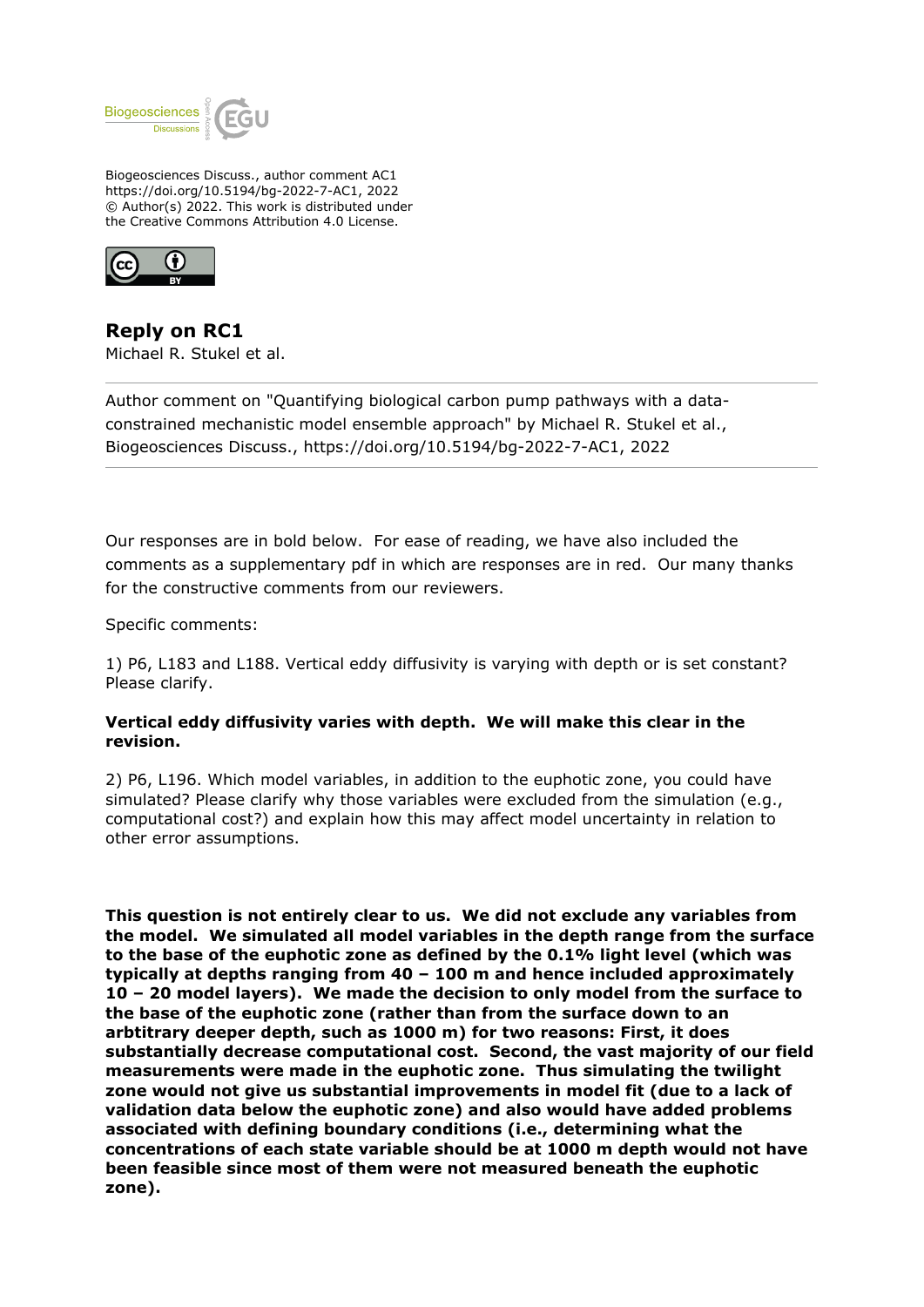Biogeosciences Discuss., author comment AC1
https://doi.org/10.5194/bg-2022-7-AC1, 2022
© Author(s) 2022. This work is distributed under
the Creative Commons Attribution 4.0 License.

## Reply on RC1

Michael R. Stukel et al.

---

Author comment on "Quantifying biological carbon pump pathways with a data-constrained mechanistic model ensemble approach" by Michael R. Stukel et al., Biogeosciences Discuss., https://doi.org/10.5194/bg-2022-7-AC1, 2022

---

Our responses are in bold below. For ease of reading, we have also included the comments as a supplementary pdf in which are responses are in red. Our many thanks for the constructive comments from our reviewers.

Specific comments:

1) P6, L183 and L188. Vertical eddy diffusivity is varying with depth or is set constant? Please clarify.

**Vertical eddy diffusivity varies with depth. We will make this clear in the revision.**

2) P6, L196. Which model variables, in addition to the euphotic zone, you could have simulated? Please clarify why those variables were excluded from the simulation (e.g., computational cost?) and explain how this may affect model uncertainty in relation to other error assumptions.

**This question is not entirely clear to us. We did not exclude any variables from the model. We simulated all model variables in the depth range from the surface to the base of the euphotic zone as defined by the 0.1% light level (which was typically at depths ranging from 40 – 100 m and hence included approximately 10 – 20 model layers). We made the decision to only model from the surface to the base of the euphotic zone (rather than from the surface down to an arbtitrary deeper depth, such as 1000 m) for two reasons: First, it does substantially decrease computational cost. Second, the vast majority of our field measurements were made in the euphotic zone. Thus simulating the twilight zone would not give us substantial improvements in model fit (due to a lack of validation data below the euphotic zone) and also would have added problems associated with defining boundary conditions (i.e., determining what the concentrations of each state variable should be at 1000 m depth would not have been feasible since most of them were not measured beneath the euphotic zone).**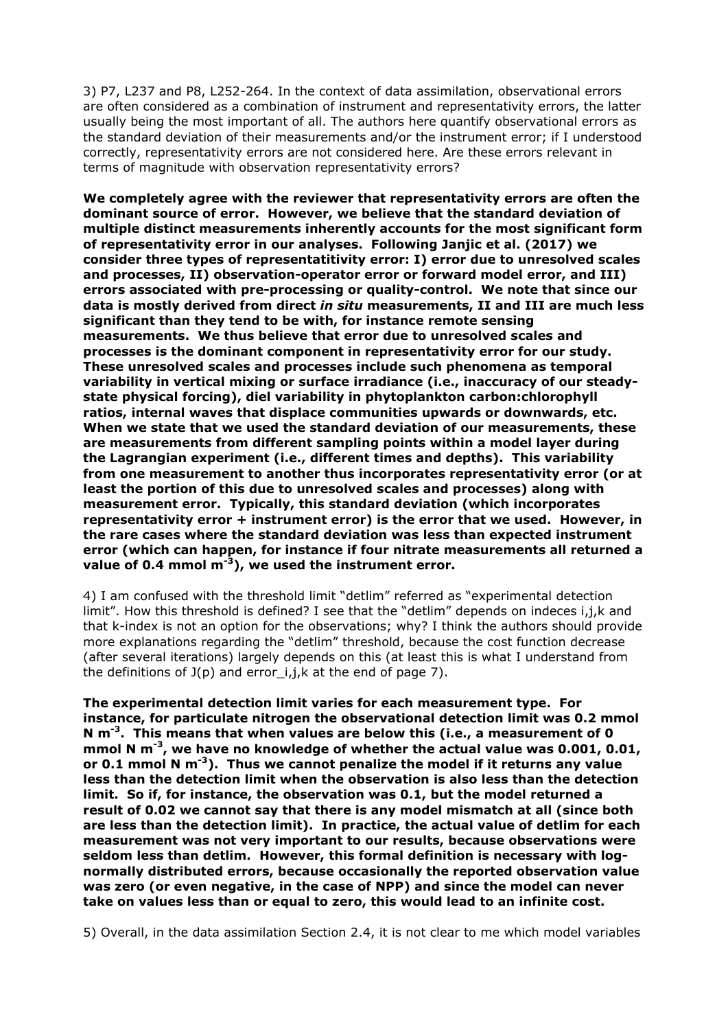3) P7, L237 and P8, L252-264. In the context of data assimilation, observational errors are often considered as a combination of instrument and representativity errors, the latter usually being the most important of all. The authors here quantify observational errors as the standard deviation of their measurements and/or the instrument error; if I understood correctly, representativity errors are not considered here. Are these errors relevant in terms of magnitude with observation representativity errors?

**We completely agree with the reviewer that representativity errors are often the dominant source of error. However, we believe that the standard deviation of multiple distinct measurements inherently accounts for the most significant form of representativity error in our analyses. Following Janjic et al. (2017) we consider three types of representatitivity error: I) error due to unresolved scales and processes, II) observation-operator error or forward model error, and III) errors associated with pre-processing or quality-control. We note that since our data is mostly derived from direct *in situ* measurements, II and III are much less significant than they tend to be with, for instance remote sensing measurements. We thus believe that error due to unresolved scales and processes is the dominant component in representativity error for our study. These unresolved scales and processes include such phenomena as temporal variability in vertical mixing or surface irradiance (i.e., inaccuracy of our steady-state physical forcing), diel variability in phytoplankton carbon:chlorophyll ratios, internal waves that displace communities upwards or downwards, etc. When we state that we used the standard deviation of our measurements, these are measurements from different sampling points within a model layer during the Lagrangian experiment (i.e., different times and depths). This variability from one measurement to another thus incorporates representativity error (or at least the portion of this due to unresolved scales and processes) along with measurement error. Typically, this standard deviation (which incorporates representativity error + instrument error) is the error that we used. However, in the rare cases where the standard deviation was less than expected instrument error (which can happen, for instance if four nitrate measurements all returned a value of 0.4 mmol $m^{-3}$), we used the instrument error.**

4) I am confused with the threshold limit "detlim" referred as "experimental detection limit". How this threshold is defined? I see that the "detlim" depends on indeces i,j,k and that k-index is not an option for the observations; why? I think the authors should provide more explanations regarding the "detlim" threshold, because the cost function decrease (after several iterations) largely depends on this (at least this is what I understand from the definitions of J(p) and error_i,j,k at the end of page 7).

**The experimental detection limit varies for each measurement type. For instance, for particulate nitrogen the observational detection limit was 0.2 mmol N $m^{-3}$. This means that when values are below this (i.e., a measurement of 0 mmol N $m^{-3}$, we have no knowledge of whether the actual value was 0.001, 0.01, or 0.1 mmol N $m^{-3}$). Thus we cannot penalize the model if it returns any value less than the detection limit when the observation is also less than the detection limit. So if, for instance, the observation was 0.1, but the model returned a result of 0.02 we cannot say that there is any model mismatch at all (since both are less than the detection limit). In practice, the actual value of detlim for each measurement was not very important to our results, because observations were seldom less than detlim. However, this formal definition is necessary with log-normally distributed errors, because occasionally the reported observation value was zero (or even negative, in the case of NPP) and since the model can never take on values less than or equal to zero, this would lead to an infinite cost.**

5) Overall, in the data assimilation Section 2.4, it is not clear to me which model variables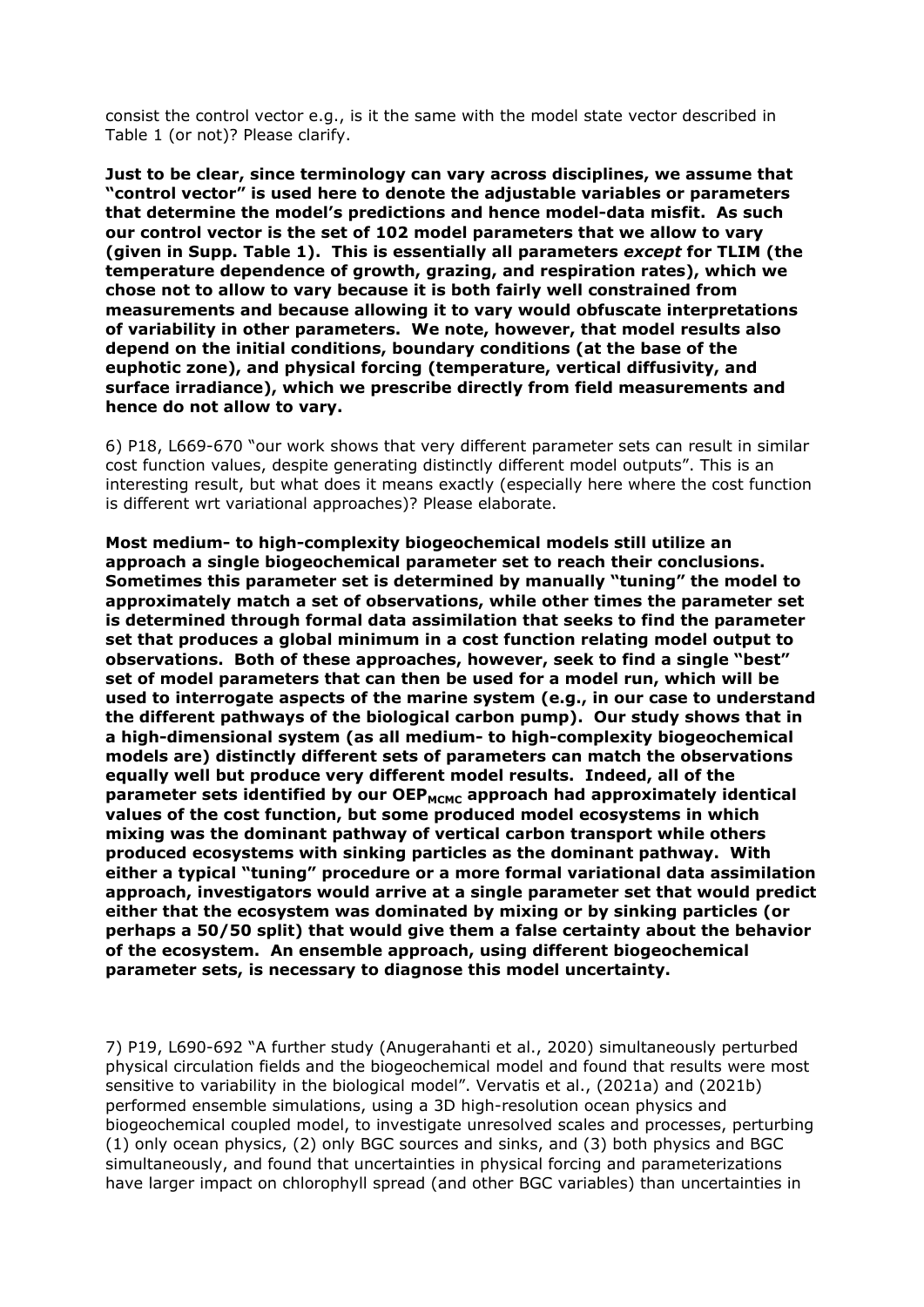consist the control vector e.g., is it the same with the model state vector described in Table 1 (or not)? Please clarify.

**Just to be clear, since terminology can vary across disciplines, we assume that "control vector" is used here to denote the adjustable variables or parameters that determine the model's predictions and hence model-data misfit. As such our control vector is the set of 102 model parameters that we allow to vary (given in Supp. Table 1). This is essentially all parameters *except* for TLIM (the temperature dependence of growth, grazing, and respiration rates), which we chose not to allow to vary because it is both fairly well constrained from measurements and because allowing it to vary would obfuscate interpretations of variability in other parameters. We note, however, that model results also depend on the initial conditions, boundary conditions (at the base of the euphotic zone), and physical forcing (temperature, vertical diffusivity, and surface irradiance), which we prescribe directly from field measurements and hence do not allow to vary.**

6) P18, L669-670 "our work shows that very different parameter sets can result in similar cost function values, despite generating distinctly different model outputs". This is an interesting result, but what does it means exactly (especially here where the cost function is different wrt variational approaches)? Please elaborate.

**Most medium- to high-complexity biogeochemical models still utilize an approach a single biogeochemical parameter set to reach their conclusions. Sometimes this parameter set is determined by manually "tuning" the model to approximately match a set of observations, while other times the parameter set is determined through formal data assimilation that seeks to find the parameter set that produces a global minimum in a cost function relating model output to observations. Both of these approaches, however, seek to find a single "best" set of model parameters that can then be used for a model run, which will be used to interrogate aspects of the marine system (e.g., in our case to understand the different pathways of the biological carbon pump). Our study shows that in a high-dimensional system (as all medium- to high-complexity biogeochemical models are) distinctly different sets of parameters can match the observations equally well but produce very different model results. Indeed, all of the parameter sets identified by our $OEP_{MCMC}$ approach had approximately identical values of the cost function, but some produced model ecosystems in which mixing was the dominant pathway of vertical carbon transport while others produced ecosystems with sinking particles as the dominant pathway. With either a typical "tuning" procedure or a more formal variational data assimilation approach, investigators would arrive at a single parameter set that would predict either that the ecosystem was dominated by mixing or by sinking particles (or perhaps a 50/50 split) that would give them a false certainty about the behavior of the ecosystem. An ensemble approach, using different biogeochemical parameter sets, is necessary to diagnose this model uncertainty.**

7) P19, L690-692 "A further study (Anugerahanti et al., 2020) simultaneously perturbed physical circulation fields and the biogeochemical model and found that results were most sensitive to variability in the biological model". Vervatis et al., (2021a) and (2021b) performed ensemble simulations, using a 3D high-resolution ocean physics and biogeochemical coupled model, to investigate unresolved scales and processes, perturbing (1) only ocean physics, (2) only BGC sources and sinks, and (3) both physics and BGC simultaneously, and found that uncertainties in physical forcing and parameterizations have larger impact on chlorophyll spread (and other BGC variables) than uncertainties in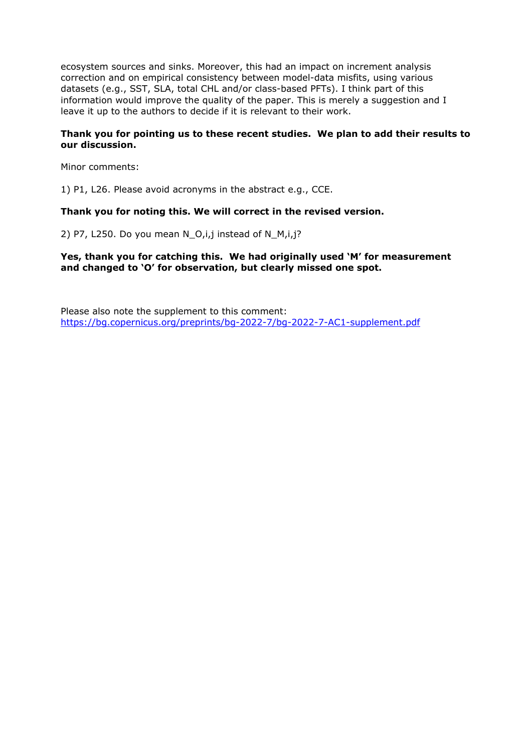ecosystem sources and sinks. Moreover, this had an impact on increment analysis correction and on empirical consistency between model-data misfits, using various datasets (e.g., SST, SLA, total CHL and/or class-based PFTs). I think part of this information would improve the quality of the paper. This is merely a suggestion and I leave it up to the authors to decide if it is relevant to their work.

**Thank you for pointing us to these recent studies. We plan to add their results to our discussion.**

Minor comments:

1) P1, L26. Please avoid acronyms in the abstract e.g., CCE.

**Thank you for noting this. We will correct in the revised version.**

2) P7, L250. Do you mean $N_{O,i,j}$ instead of $N_{M,i,j}$?

**Yes, thank you for catching this. We had originally used 'M' for measurement and changed to 'O' for observation, but clearly missed one spot.**

Please also note the supplement to this comment:
https://bg.copernicus.org/preprints/bg-2022-7/bg-2022-7-AC1-supplement.pdf